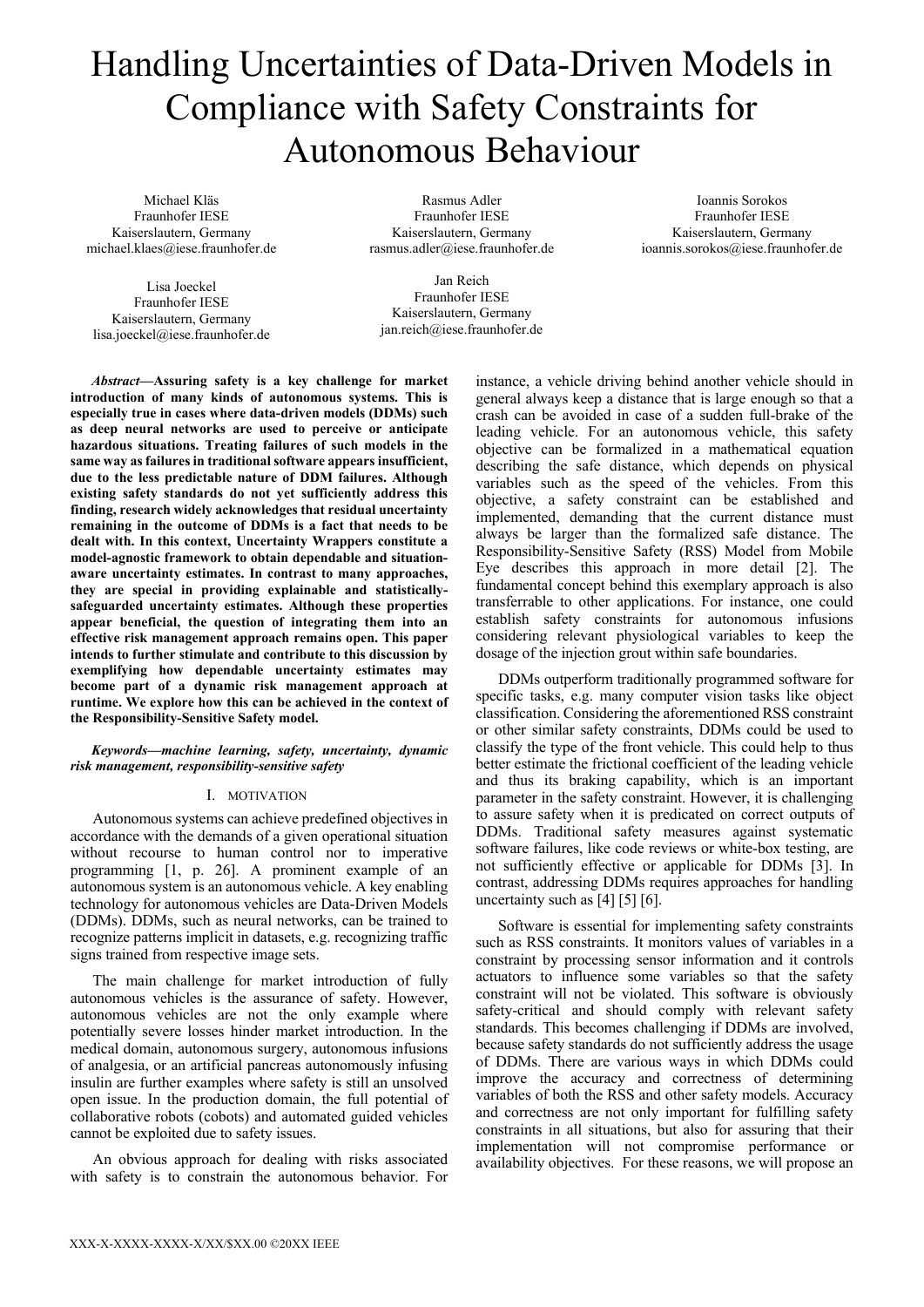# Handling Uncertainties of Data-Driven Models in Compliance with Safety Constraints for Autonomous Behaviour

Michael Kläs
Fraunhofer IESE
Kaiserslautern, Germany
michael.klaes@iese.fraunhofer.de

Rasmus Adler
Fraunhofer IESE
Kaiserslautern, Germany
rasmus.adler@iese.fraunhofer.de

Ioannis Sorokos
Fraunhofer IESE
Kaiserslautern, Germany
ioannis.sorokos@iese.fraunhofer.de

Lisa Joeckel
Fraunhofer IESE
Kaiserslautern, Germany
lisa.joeckel@iese.fraunhofer.de

Jan Reich
Fraunhofer IESE
Kaiserslautern, Germany
jan.reich@iese.fraunhofer.de

***Abstract*—Assuring safety is a key challenge for market introduction of many kinds of autonomous systems. This is especially true in cases where data-driven models (DDMs) such as deep neural networks are used to perceive or anticipate hazardous situations. Treating failures of such models in the same way as failures in traditional software appears insufficient, due to the less predictable nature of DDM failures. Although existing safety standards do not yet sufficiently address this finding, research widely acknowledges that residual uncertainty remaining in the outcome of DDMs is a fact that needs to be dealt with. In this context, Uncertainty Wrappers constitute a model-agnostic framework to obtain dependable and situation-aware uncertainty estimates. In contrast to many approaches, they are special in providing explainable and statistically-safeguarded uncertainty estimates. Although these properties appear beneficial, the question of integrating them into an effective risk management approach remains open. This paper intends to further stimulate and contribute to this discussion by exemplifying how dependable uncertainty estimates may become part of a dynamic risk management approach at runtime. We explore how this can be achieved in the context of the Responsibility-Sensitive Safety model.**

***Keywords*—machine learning, safety, uncertainty, dynamic risk management, responsibility-sensitive safety**

## I. Motivation

Autonomous systems can achieve predefined objectives in accordance with the demands of a given operational situation without recourse to human control nor to imperative programming [1, p. 26]. A prominent example of an autonomous system is an autonomous vehicle. A key enabling technology for autonomous vehicles are Data-Driven Models (DDMs). DDMs, such as neural networks, can be trained to recognize patterns implicit in datasets, e.g. recognizing traffic signs trained from respective image sets.

The main challenge for market introduction of fully autonomous vehicles is the assurance of safety. However, autonomous vehicles are not the only example where potentially severe losses hinder market introduction. In the medical domain, autonomous surgery, autonomous infusions of analgesia, or an artificial pancreas autonomously infusing insulin are further examples where safety is still an unsolved open issue. In the production domain, the full potential of collaborative robots (cobots) and automated guided vehicles cannot be exploited due to safety issues.

An obvious approach for dealing with risks associated with safety is to constrain the autonomous behavior. For instance, a vehicle driving behind another vehicle should in general always keep a distance that is large enough so that a crash can be avoided in case of a sudden full-brake of the leading vehicle. For an autonomous vehicle, this safety objective can be formalized in a mathematical equation describing the safe distance, which depends on physical variables such as the speed of the vehicles. From this objective, a safety constraint can be established and implemented, demanding that the current distance must always be larger than the formalized safe distance. The Responsibility-Sensitive Safety (RSS) Model from Mobile Eye describes this approach in more detail [2]. The fundamental concept behind this exemplary approach is also transferrable to other applications. For instance, one could establish safety constraints for autonomous infusions considering relevant physiological variables to keep the dosage of the injection grout within safe boundaries.

DDMs outperform traditionally programmed software for specific tasks, e.g. many computer vision tasks like object classification. Considering the aforementioned RSS constraint or other similar safety constraints, DDMs could be used to classify the type of the front vehicle. This could help to thus better estimate the frictional coefficient of the leading vehicle and thus its braking capability, which is an important parameter in the safety constraint. However, it is challenging to assure safety when it is predicated on correct outputs of DDMs. Traditional safety measures against systematic software failures, like code reviews or white-box testing, are not sufficiently effective or applicable for DDMs [3]. In contrast, addressing DDMs requires approaches for handling uncertainty such as [4] [5] [6].

Software is essential for implementing safety constraints such as RSS constraints. It monitors values of variables in a constraint by processing sensor information and it controls actuators to influence some variables so that the safety constraint will not be violated. This software is obviously safety-critical and should comply with relevant safety standards. This becomes challenging if DDMs are involved, because safety standards do not sufficiently address the usage of DDMs. There are various ways in which DDMs could improve the accuracy and correctness of determining variables of both the RSS and other safety models. Accuracy and correctness are not only important for fulfilling safety constraints in all situations, but also for assuring that their implementation will not compromise performance or availability objectives. For these reasons, we will propose an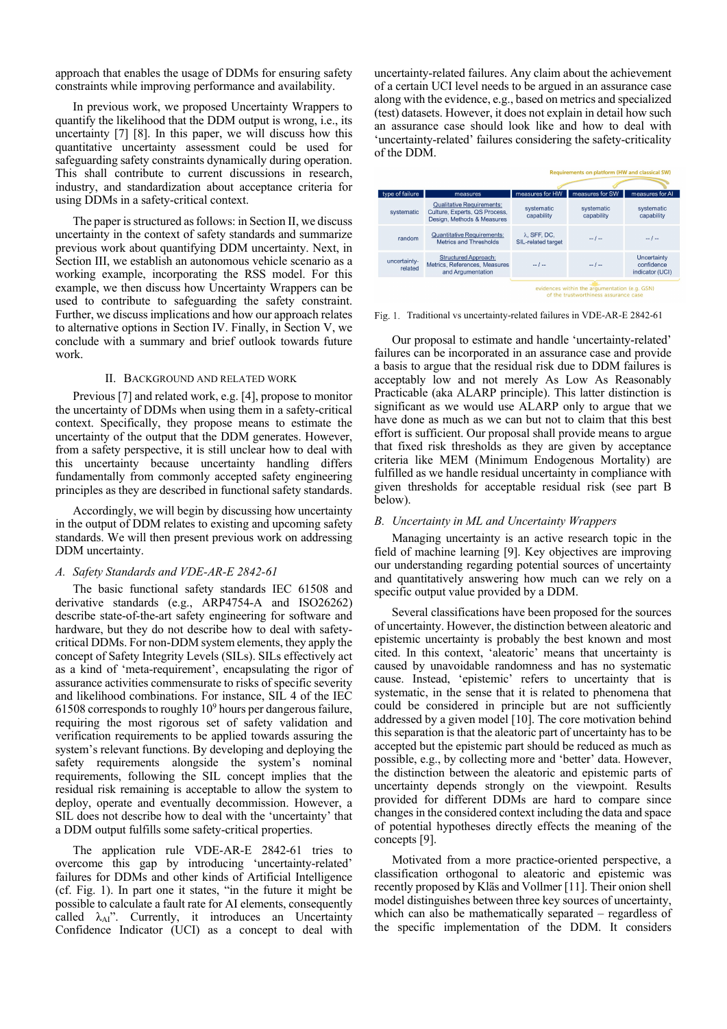approach that enables the usage of DDMs for ensuring safety constraints while improving performance and availability.

In previous work, we proposed Uncertainty Wrappers to quantify the likelihood that the DDM output is wrong, i.e., its uncertainty [7] [8]. In this paper, we will discuss how this quantitative uncertainty assessment could be used for safeguarding safety constraints dynamically during operation. This shall contribute to current discussions in research, industry, and standardization about acceptance criteria for using DDMs in a safety-critical context.

The paper is structured as follows: in Section II, we discuss uncertainty in the context of safety standards and summarize previous work about quantifying DDM uncertainty. Next, in Section III, we establish an autonomous vehicle scenario as a working example, incorporating the RSS model. For this example, we then discuss how Uncertainty Wrappers can be used to contribute to safeguarding the safety constraint. Further, we discuss implications and how our approach relates to alternative options in Section IV. Finally, in Section V, we conclude with a summary and brief outlook towards future work.

## II. Background and Related Work

Previous [7] and related work, e.g. [4], propose to monitor the uncertainty of DDMs when using them in a safety-critical context. Specifically, they propose means to estimate the uncertainty of the output that the DDM generates. However, from a safety perspective, it is still unclear how to deal with this uncertainty because uncertainty handling differs fundamentally from commonly accepted safety engineering principles as they are described in functional safety standards.

Accordingly, we will begin by discussing how uncertainty in the output of DDM relates to existing and upcoming safety standards. We will then present previous work on addressing DDM uncertainty.

### A. Safety Standards and VDE-AR-E 2842-61

The basic functional safety standards IEC 61508 and derivative standards (e.g., ARP4754-A and ISO26262) describe state-of-the-art safety engineering for software and hardware, but they do not describe how to deal with safety-critical DDMs. For non-DDM system elements, they apply the concept of Safety Integrity Levels (SILs). SILs effectively act as a kind of 'meta-requirement', encapsulating the rigor of assurance activities commensurate to risks of specific severity and likelihood combinations. For instance, SIL 4 of the IEC 61508 corresponds to roughly $10^9$ hours per dangerous failure, requiring the most rigorous set of safety validation and verification requirements to be applied towards assuring the system's relevant functions. By developing and deploying the safety requirements alongside the system's nominal requirements, following the SIL concept implies that the residual risk remaining is acceptable to allow the system to deploy, operate and eventually decommission. However, a SIL does not describe how to deal with the 'uncertainty' that a DDM output fulfills some safety-critical properties.

The application rule VDE-AR-E 2842-61 tries to overcome this gap by introducing 'uncertainty-related' failures for DDMs and other kinds of Artificial Intelligence (cf. Fig. 1). In part one it states, "in the future it might be possible to calculate a fault rate for AI elements, consequently called $\lambda_{AI}$". Currently, it introduces an Uncertainty Confidence Indicator (UCI) as a concept to deal with uncertainty-related failures. Any claim about the achievement of a certain UCI level needs to be argued in an assurance case along with the evidence, e.g., based on metrics and specialized (test) datasets. However, it does not explain in detail how such an assurance case should look like and how to deal with 'uncertainty-related' failures considering the safety-criticality of the DDM.

| type of failure | measures | measures for HW | measures for SW | measures for AI |
|---|---|---|---|---|
| systematic | Qualitative Requirements: Culture, Experts, QS Process, Design, Methods & Measures | systematic capability | systematic capability | systematic capability |
| random | Quantitative Requirements: Metrics and Thresholds | λ, SFF, DC, SIL-related target | -- / -- | -- / -- |
| uncertainty-related | Structured Approach: Metrics, References, Measures and Argumentation | -- / -- | -- / -- | Uncertainty confidence indicator (UCI) |

Requirements on platform (HW and classical SW)

evidences within the argumentation (e.g. GSN) of the trustworthiness assurance case

Fig. 1. Traditional vs uncertainty-related failures in VDE-AR-E 2842-61

Our proposal to estimate and handle 'uncertainty-related' failures can be incorporated in an assurance case and provide a basis to argue that the residual risk due to DDM failures is acceptably low and not merely As Low As Reasonably Practicable (aka ALARP principle). This latter distinction is significant as we would use ALARP only to argue that we have done as much as we can but not to claim that this best effort is sufficient. Our proposal shall provide means to argue that fixed risk thresholds as they are given by acceptance criteria like MEM (Minimum Endogenous Mortality) are fulfilled as we handle residual uncertainty in compliance with given thresholds for acceptable residual risk (see part B below).

### B. Uncertainty in ML and Uncertainty Wrappers

Managing uncertainty is an active research topic in the field of machine learning [9]. Key objectives are improving our understanding regarding potential sources of uncertainty and quantitatively answering how much can we rely on a specific output value provided by a DDM.

Several classifications have been proposed for the sources of uncertainty. However, the distinction between aleatoric and epistemic uncertainty is probably the best known and most cited. In this context, 'aleatoric' means that uncertainty is caused by unavoidable randomness and has no systematic cause. Instead, 'epistemic' refers to uncertainty that is systematic, in the sense that it is related to phenomena that could be considered in principle but are not sufficiently addressed by a given model [10]. The core motivation behind this separation is that the aleatoric part of uncertainty has to be accepted but the epistemic part should be reduced as much as possible, e.g., by collecting more and 'better' data. However, the distinction between the aleatoric and epistemic parts of uncertainty depends strongly on the viewpoint. Results provided for different DDMs are hard to compare since changes in the considered context including the data and space of potential hypotheses directly effects the meaning of the concepts [9].

Motivated from a more practice-oriented perspective, a classification orthogonal to aleatoric and epistemic was recently proposed by Kläs and Vollmer [11]. Their onion shell model distinguishes between three key sources of uncertainty, which can also be mathematically separated – regardless of the specific implementation of the DDM. It considers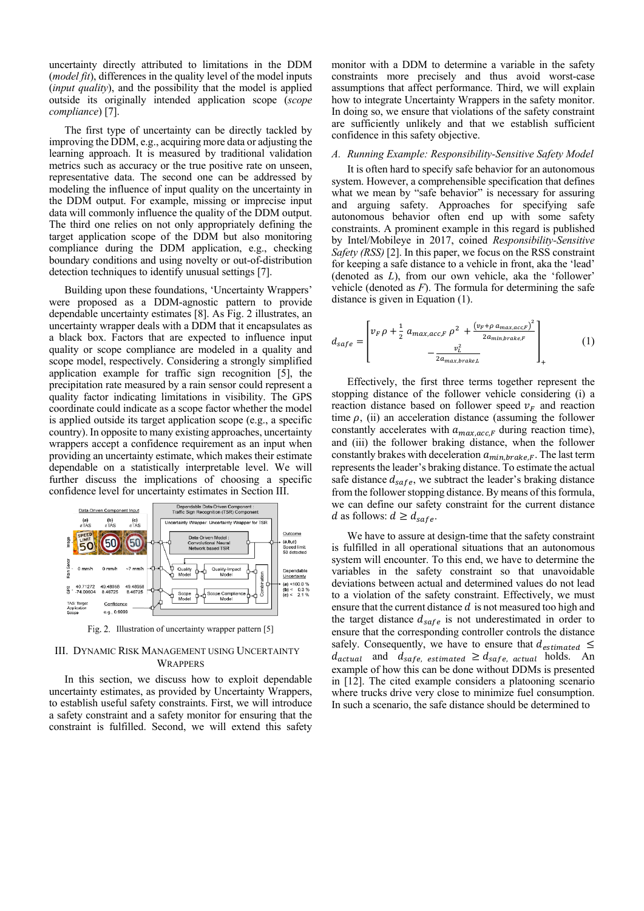uncertainty directly attributed to limitations in the DDM (*model fit*), differences in the quality level of the model inputs (*input quality*), and the possibility that the model is applied outside its originally intended application scope (*scope compliance*) [7].

The first type of uncertainty can be directly tackled by improving the DDM, e.g., acquiring more data or adjusting the learning approach. It is measured by traditional validation metrics such as accuracy or the true positive rate on unseen, representative data. The second one can be addressed by modeling the influence of input quality on the uncertainty in the DDM output. For example, missing or imprecise input data will commonly influence the quality of the DDM output. The third one relies on not only appropriately defining the target application scope of the DDM but also monitoring compliance during the DDM application, e.g., checking boundary conditions and using novelty or out-of-distribution detection techniques to identify unusual settings [7].

Building upon these foundations, 'Uncertainty Wrappers' were proposed as a DDM-agnostic pattern to provide dependable uncertainty estimates [8]. As Fig. 2 illustrates, an uncertainty wrapper deals with a DDM that it encapsulates as a black box. Factors that are expected to influence input quality or scope compliance are modeled in a quality and scope model, respectively. Considering a strongly simplified application example for traffic sign recognition [5], the precipitation rate measured by a rain sensor could represent a quality factor indicating limitations in visibility. The GPS coordinate could indicate as a scope factor whether the model is applied outside its target application scope (e.g., a specific country). In opposite to many existing approaches, uncertainty wrappers accept a confidence requirement as an input when providing an uncertainty estimate, which makes their estimate dependable on a statistically interpretable level. We will further discuss the implications of choosing a specific confidence level for uncertainty estimates in Section III.

Fig. 2. Illustration of uncertainty wrapper pattern [5]

## III. Dynamic Risk Management using Uncertainty Wrappers

In this section, we discuss how to exploit dependable uncertainty estimates, as provided by Uncertainty Wrappers, to establish useful safety constraints. First, we will introduce a safety constraint and a safety monitor for ensuring that the constraint is fulfilled. Second, we will extend this safety monitor with a DDM to determine a variable in the safety constraints more precisely and thus avoid worst-case assumptions that affect performance. Third, we will explain how to integrate Uncertainty Wrappers in the safety monitor. In doing so, we ensure that violations of the safety constraint are sufficiently unlikely and that we establish sufficient confidence in this safety objective.

### A. Running Example: Responsibility-Sensitive Safety Model

It is often hard to specify safe behavior for an autonomous system. However, a comprehensible specification that defines what we mean by "safe behavior" is necessary for assuring and arguing safety. Approaches for specifying safe autonomous behavior often end up with some safety constraints. A prominent example in this regard is published by Intel/Mobileye in 2017, coined *Responsibility-Sensitive Safety (RSS)* [2]. In this paper, we focus on the RSS constraint for keeping a safe distance to a vehicle in front, aka the 'lead' (denoted as *L*), from our own vehicle, aka the 'follower' vehicle (denoted as *F*). The formula for determining the safe distance is given in Equation (1).

$$d_{safe} = \left[ \begin{matrix} v_F \, \rho + \frac{1}{2} \, a_{max,acc,F} \, \rho^2 + \frac{\left(v_F + \rho \, a_{max,acc,F}\right)^2}{2 a_{min,brake,F}} \\ - \frac{v_L^2}{2 a_{max,brake,L}} \end{matrix} \right]_+ \tag{1}$$

Effectively, the first three terms together represent the stopping distance of the follower vehicle considering (i) a reaction distance based on follower speed $v_F$ and reaction time $\rho$, (ii) an acceleration distance (assuming the follower constantly accelerates with $a_{max,acc,F}$ during reaction time), and (iii) the follower braking distance, when the follower constantly brakes with deceleration $a_{min,brake,F}$. The last term represents the leader's braking distance. To estimate the actual safe distance $d_{safe}$, we subtract the leader's braking distance from the follower stopping distance. By means of this formula, we can define our safety constraint for the current distance $d$ as follows: $d \geq d_{safe}$.

We have to assure at design-time that the safety constraint is fulfilled in all operational situations that an autonomous system will encounter. To this end, we have to determine the variables in the safety constraint so that unavoidable deviations between actual and determined values do not lead to a violation of the safety constraint. Effectively, we must ensure that the current distance $d$ is not measured too high and the target distance $d_{safe}$ is not underestimated in order to ensure that the corresponding controller controls the distance safely. Consequently, we have to ensure that $d_{estimated} \leq d_{actual}$ and $d_{safe,\ estimated} \geq d_{safe,\ actual}$ holds. An example of how this can be done without DDMs is presented in [12]. The cited example considers a platooning scenario where trucks drive very close to minimize fuel consumption. In such a scenario, the safe distance should be determined to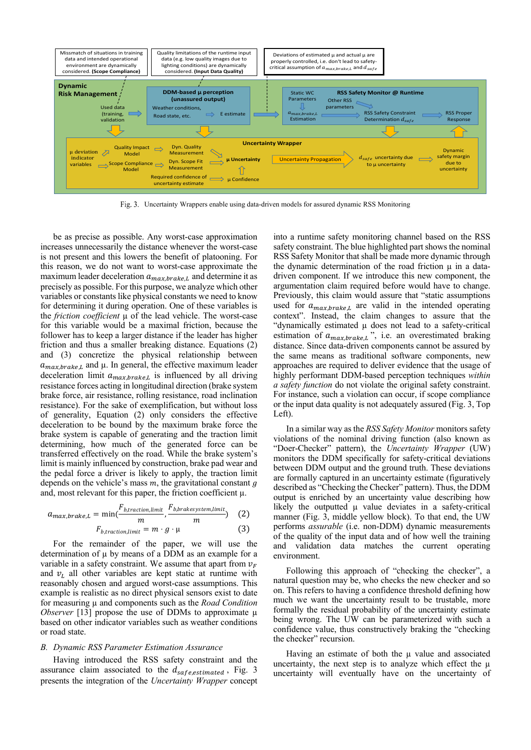Fig. 3. Uncertainty Wrappers enable using data-driven models for assured dynamic RSS Monitoring

be as precise as possible. Any worst-case approximation increases unnecessarily the distance whenever the worst-case is not present and this lowers the benefit of platooning. For this reason, we do not want to worst-case approximate the maximum leader deceleration $a_{max,brake,L}$ and determine it as precisely as possible. For this purpose, we analyze which other variables or constants like physical constants we need to know for determining it during operation. One of these variables is the *friction coefficient* μ of the lead vehicle. The worst-case for this variable would be a maximal friction, because the follower has to keep a larger distance if the leader has higher friction and thus a smaller breaking distance. Equations (2) and (3) concretize the physical relationship between $a_{max,brake,L}$ and μ. In general, the effective maximum leader deceleration limit $a_{max,brake,L}$ is influenced by all driving resistance forces acting in longitudinal direction (brake system brake force, air resistance, rolling resistance, road inclination resistance). For the sake of exemplification, but without loss of generality, Equation (2) only considers the effective deceleration to be bound by the maximum brake force the brake system is capable of generating and the traction limit determining, how much of the generated force can be transferred effectively on the road. While the brake system's limit is mainly influenced by construction, brake pad wear and the pedal force a driver is likely to apply, the traction limit depends on the vehicle's mass $m$, the gravitational constant $g$ and, most relevant for this paper, the friction coefficient μ.

$$a_{max,brake,L} = \min\left(\frac{F_{b,traction,limit}}{m}, \frac{F_{b,brakesystem,limit}}{m}\right) \quad (2)$$

$$F_{b,traction,limit} = m \cdot g \cdot \mu \quad (3)$$

For the remainder of the paper, we will use the determination of μ by means of a DDM as an example for a variable in a safety constraint. We assume that apart from $v_F$ and $v_L$ all other variables are kept static at runtime with reasonably chosen and argued worst-case assumptions. This example is realistic as no direct physical sensors exist to date for measuring μ and components such as the *Road Condition Observer* [13] propose the use of DDMs to approximate μ based on other indicator variables such as weather conditions or road state.

## B. Dynamic RSS Parameter Estimation Assurance

Having introduced the RSS safety constraint and the assurance claim associated to the $d_{safe,estimated}$, Fig. 3 presents the integration of the *Uncertainty Wrapper* concept into a runtime safety monitoring channel based on the RSS safety constraint. The blue highlighted part shows the nominal RSS Safety Monitor that shall be made more dynamic through the dynamic determination of the road friction μ in a data-driven component. If we introduce this new component, the argumentation claim required before would have to change. Previously, this claim would assure that "static assumptions used for $a_{max,brake,L}$ are valid in the intended operating context". Instead, the claim changes to assure that the "dynamically estimated μ does not lead to a safety-critical estimation of $a_{max,brake,L}$", i.e. an overestimated braking distance. Since data-driven components cannot be assured by the same means as traditional software components, new approaches are required to deliver evidence that the usage of highly performant DDM-based perception techniques *within a safety function* do not violate the original safety constraint. For instance, such a violation can occur, if scope compliance or the input data quality is not adequately assured (Fig. 3, Top Left).

In a similar way as the *RSS Safety Monitor* monitors safety violations of the nominal driving function (also known as "Doer-Checker" pattern), the *Uncertainty Wrapper* (UW) monitors the DDM specifically for safety-critical deviations between DDM output and the ground truth. These deviations are formally captured in an uncertainty estimate (figuratively described as "Checking the Checker" pattern). Thus, the DDM output is enriched by an uncertainty value describing how likely the outputted μ value deviates in a safety-critical manner (Fig. 3, middle yellow block). To that end, the UW performs *assurable* (i.e. non-DDM) dynamic measurements of the quality of the input data and of how well the training and validation data matches the current operating environment.

Following this approach of "checking the checker", a natural question may be, who checks the new checker and so on. This refers to having a confidence threshold defining how much we want the uncertainty result to be trustable, more formally the residual probability of the uncertainty estimate being wrong. The UW can be parameterized with such a confidence value, thus constructively braking the "checking the checker" recursion.

Having an estimate of both the μ value and associated uncertainty, the next step is to analyze which effect the μ uncertainty will eventually have on the uncertainty of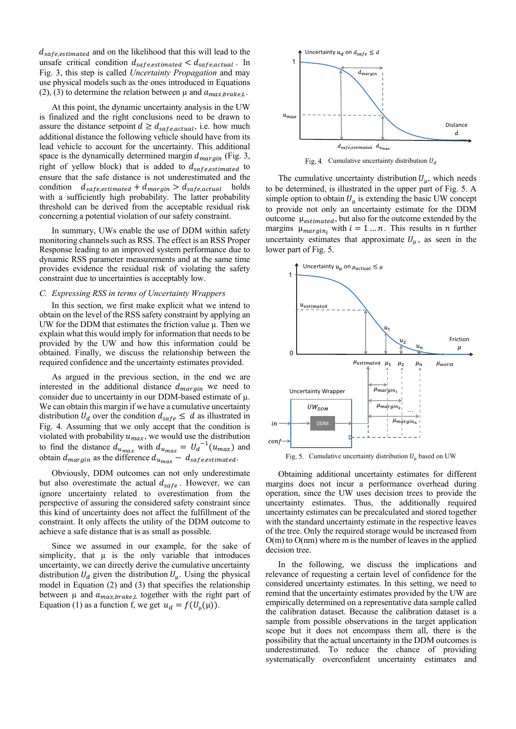$d_{safe,estimated}$ and on the likelihood that this will lead to the unsafe critical condition $d_{safe,estimated} < d_{safe,actual}$. In Fig. 3, this step is called *Uncertainty Propagation* and may use physical models such as the ones introduced in Equations (2), (3) to determine the relation between μ and $a_{max,brake,L}$.

At this point, the dynamic uncertainty analysis in the UW is finalized and the right conclusions need to be drawn to assure the distance setpoint $d \geq d_{safe,actual}$, i.e. how much additional distance the following vehicle should have from its lead vehicle to account for the uncertainty. This additional space is the dynamically determined margin $d_{margin}$ (Fig. 3, right of yellow block) that is added to $d_{safe,estimated}$ to ensure that the safe distance is not underestimated and the condition $d_{safe,estimated} + d_{margin} > d_{safe,actual}$ holds with a sufficiently high probability. The latter probability threshold can be derived from the acceptable residual risk concerning a potential violation of our safety constraint.

In summary, UWs enable the use of DDM within safety monitoring channels such as RSS. The effect is an RSS Proper Response leading to an improved system performance due to dynamic RSS parameter measurements and at the same time provides evidence the residual risk of violating the safety constraint due to uncertainties is acceptably low.

### C. Expressing RSS in terms of Uncertainty Wrappers

In this section, we first make explicit what we intend to obtain on the level of the RSS safety constraint by applying an UW for the DDM that estimates the friction value μ. Then we explain what this would imply for information that needs to be provided by the UW and how this information could be obtained. Finally, we discuss the relationship between the required confidence and the uncertainty estimates provided.

As argued in the previous section, in the end we are interested in the additional distance $d_{margin}$ we need to consider due to uncertainty in our DDM-based estimate of μ. We can obtain this margin if we have a cumulative uncertainty distribution $U_d$ over the condition $d_{safe} \leq d$ as illustrated in Fig. 4. Assuming that we only accept that the condition is violated with probability $u_{max}$, we would use the distribution to find the distance $d_{u_{max}}$ with $d_{u_{max}} = U_d^{-1}(u_{max})$ and obtain $d_{margin}$ as the difference $d_{u_{max}} - d_{safe,estimated}$.

Obviously, DDM outcomes can not only underestimate but also overestimate the actual $d_{safe}$. However, we can ignore uncertainty related to overestimation from the perspective of assuring the considered safety constraint since this kind of uncertainty does not affect the fulfillment of the constraint. It only affects the utility of the DDM outcome to achieve a safe distance that is as small as possible.

Since we assumed in our example, for the sake of simplicity, that μ is the only variable that introduces uncertainty, we can directly derive the cumulative uncertainty distribution $U_d$ given the distribution $U_\mu$. Using the physical model in Equation (2) and (3) that specifies the relationship between μ and $a_{max,brake,L}$ together with the right part of Equation (1) as a function f, we get $u_d = f(U_\mu(\mu))$.

Fig. 4. Cumulative uncertainty distribution $U_d$

The cumulative uncertainty distribution $U_\mu$, which needs to be determined, is illustrated in the upper part of Fig. 5. A simple option to obtain $U_\mu$ is extending the basic UW concept to provide not only an uncertainty estimate for the DDM outcome $\mu_{estimated}$, but also for the outcome extended by the margins $\mu_{margin_i}$ with $i = 1 \dots n$. This results in $n$ further uncertainty estimates that approximate $U_\mu$, as seen in the lower part of Fig. 5.

Fig. 5. Cumulative uncertainty distribution $U_\mu$ based on UW

Obtaining additional uncertainty estimates for different margins does not incur a performance overhead during operation, since the UW uses decision trees to provide the uncertainty estimates. Thus, the additionally required uncertainty estimates can be precalculated and stored together with the standard uncertainty estimate in the respective leaves of the tree. Only the required storage would be increased from O(m) to O(nm) where m is the number of leaves in the applied decision tree.

In the following, we discuss the implications and relevance of requesting a certain level of confidence for the considered uncertainty estimates. In this setting, we need to remind that the uncertainty estimates provided by the UW are empirically determined on a representative data sample called the calibration dataset. Because the calibration dataset is a sample from possible observations in the target application scope but it does not encompass them all, there is the possibility that the actual uncertainty in the DDM outcomes is underestimated. To reduce the chance of providing systematically overconfident uncertainty estimates and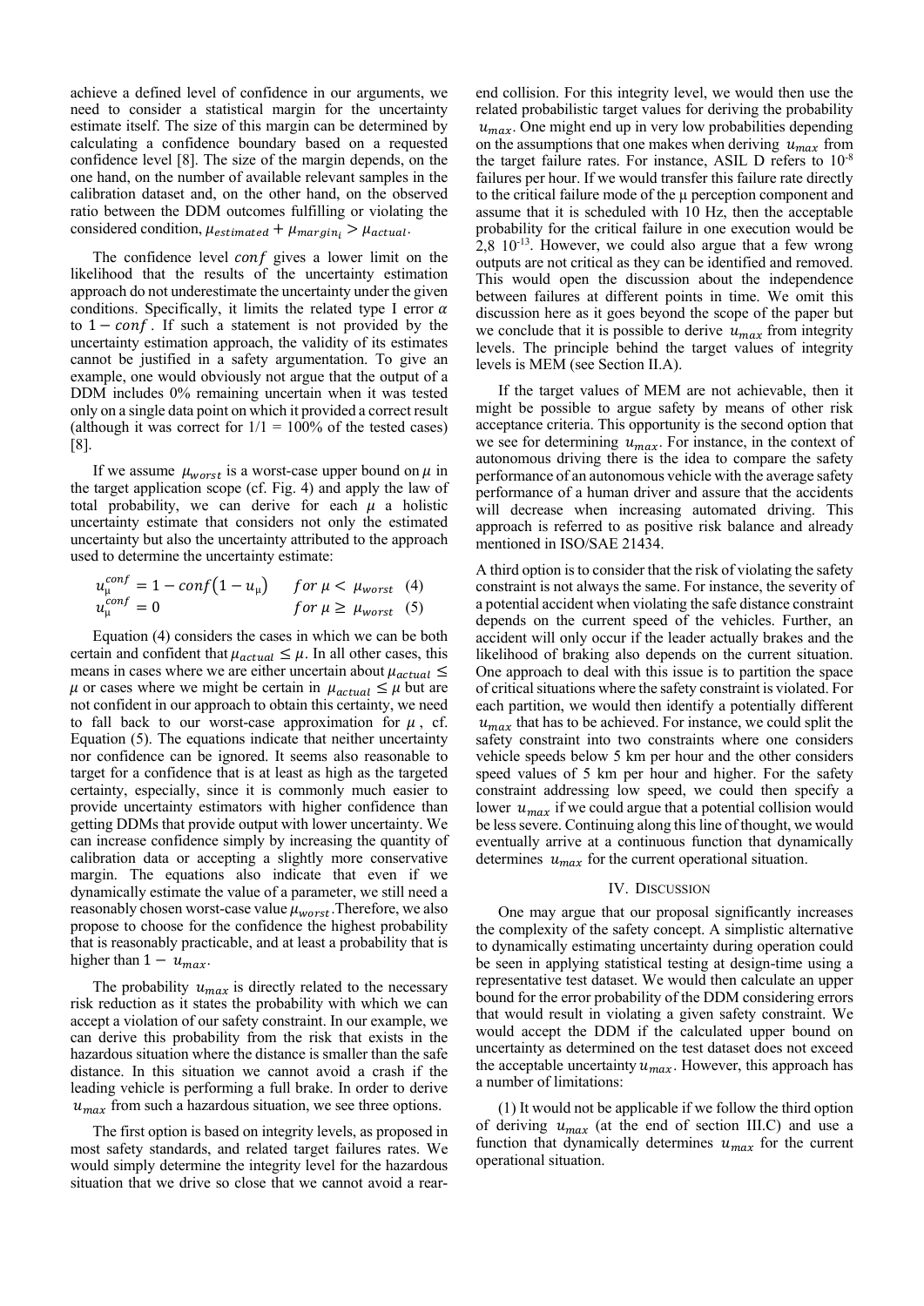achieve a defined level of confidence in our arguments, we need to consider a statistical margin for the uncertainty estimate itself. The size of this margin can be determined by calculating a confidence boundary based on a requested confidence level [8]. The size of the margin depends, on the one hand, on the number of available relevant samples in the calibration dataset and, on the other hand, on the observed ratio between the DDM outcomes fulfilling or violating the considered condition, $\mu_{estimated} + \mu_{margin_i} > \mu_{actual}$.

The confidence level $conf$ gives a lower limit on the likelihood that the results of the uncertainty estimation approach do not underestimate the uncertainty under the given conditions. Specifically, it limits the related type I error $\alpha$ to $1 - conf$. If such a statement is not provided by the uncertainty estimation approach, the validity of its estimates cannot be justified in a safety argumentation. To give an example, one would obviously not argue that the output of a DDM includes 0% remaining uncertain when it was tested only on a single data point on which it provided a correct result (although it was correct for 1/1 = 100% of the tested cases) [8].

If we assume $\mu_{worst}$ is a worst-case upper bound on $\mu$ in the target application scope (cf. Fig. 4) and apply the law of total probability, we can derive for each $\mu$ a holistic uncertainty estimate that considers not only the estimated uncertainty but also the uncertainty attributed to the approach used to determine the uncertainty estimate:

$$u_{\mu}^{conf} = 1 - conf\left(1 - u_{\mu}\right) \quad for\ \mu < \mu_{worst} \quad (4)$$

$$u_{\mu}^{conf} = 0 \quad for\ \mu \geq \mu_{worst} \quad (5)$$

Equation (4) considers the cases in which we can be both certain and confident that $\mu_{actual} \leq \mu$. In all other cases, this means in cases where we are either uncertain about $\mu_{actual} \leq \mu$ or cases where we might be certain in $\mu_{actual} \leq \mu$ but are not confident in our approach to obtain this certainty, we need to fall back to our worst-case approximation for $\mu$, cf. Equation (5). The equations indicate that neither uncertainty nor confidence can be ignored. It seems also reasonable to target for a confidence that is at least as high as the targeted certainty, especially, since it is commonly much easier to provide uncertainty estimators with higher confidence than getting DDMs that provide output with lower uncertainty. We can increase confidence simply by increasing the quantity of calibration data or accepting a slightly more conservative margin. The equations also indicate that even if we dynamically estimate the value of a parameter, we still need a reasonably chosen worst-case value $\mu_{worst}$. Therefore, we also propose to choose for the confidence the highest probability that is reasonably practicable, and at least a probability that is higher than $1 - u_{max}$.

The probability $u_{max}$ is directly related to the necessary risk reduction as it states the probability with which we can accept a violation of our safety constraint. In our example, we can derive this probability from the risk that exists in the hazardous situation where the distance is smaller than the safe distance. In this situation we cannot avoid a crash if the leading vehicle is performing a full brake. In order to derive $u_{max}$ from such a hazardous situation, we see three options.

The first option is based on integrity levels, as proposed in most safety standards, and related target failures rates. We would simply determine the integrity level for the hazardous situation that we drive so close that we cannot avoid a rear-end collision. For this integrity level, we would then use the related probabilistic target values for deriving the probability $u_{max}$. One might end up in very low probabilities depending on the assumptions that one makes when deriving $u_{max}$ from the target failure rates. For instance, ASIL D refers to $10^{-8}$ failures per hour. If we would transfer this failure rate directly to the critical failure mode of the µ perception component and assume that it is scheduled with 10 Hz, then the acceptable probability for the critical failure in one execution would be $2{,}8\ 10^{-13}$. However, we could also argue that a few wrong outputs are not critical as they can be identified and removed. This would open the discussion about the independence between failures at different points in time. We omit this discussion here as it goes beyond the scope of the paper but we conclude that it is possible to derive $u_{max}$ from integrity levels. The principle behind the target values of integrity levels is MEM (see Section II.A).

If the target values of MEM are not achievable, then it might be possible to argue safety by means of other risk acceptance criteria. This opportunity is the second option that we see for determining $u_{max}$. For instance, in the context of autonomous driving there is the idea to compare the safety performance of an autonomous vehicle with the average safety performance of a human driver and assure that the accidents will decrease when increasing automated driving. This approach is referred to as positive risk balance and already mentioned in ISO/SAE 21434.

A third option is to consider that the risk of violating the safety constraint is not always the same. For instance, the severity of a potential accident when violating the safe distance constraint depends on the current speed of the vehicles. Further, an accident will only occur if the leader actually brakes and the likelihood of braking also depends on the current situation. One approach to deal with this issue is to partition the space of critical situations where the safety constraint is violated. For each partition, we would then identify a potentially different $u_{max}$ that has to be achieved. For instance, we could split the safety constraint into two constraints where one considers vehicle speeds below 5 km per hour and the other considers speed values of 5 km per hour and higher. For the safety constraint addressing low speed, we could then specify a lower $u_{max}$ if we could argue that a potential collision would be less severe. Continuing along this line of thought, we would eventually arrive at a continuous function that dynamically determines $u_{max}$ for the current operational situation.

## IV. Discussion

One may argue that our proposal significantly increases the complexity of the safety concept. A simplistic alternative to dynamically estimating uncertainty during operation could be seen in applying statistical testing at design-time using a representative test dataset. We would then calculate an upper bound for the error probability of the DDM considering errors that would result in violating a given safety constraint. We would accept the DDM if the calculated upper bound on uncertainty as determined on the test dataset does not exceed the acceptable uncertainty $u_{max}$. However, this approach has a number of limitations:

(1) It would not be applicable if we follow the third option of deriving $u_{max}$ (at the end of section III.C) and use a function that dynamically determines $u_{max}$ for the current operational situation.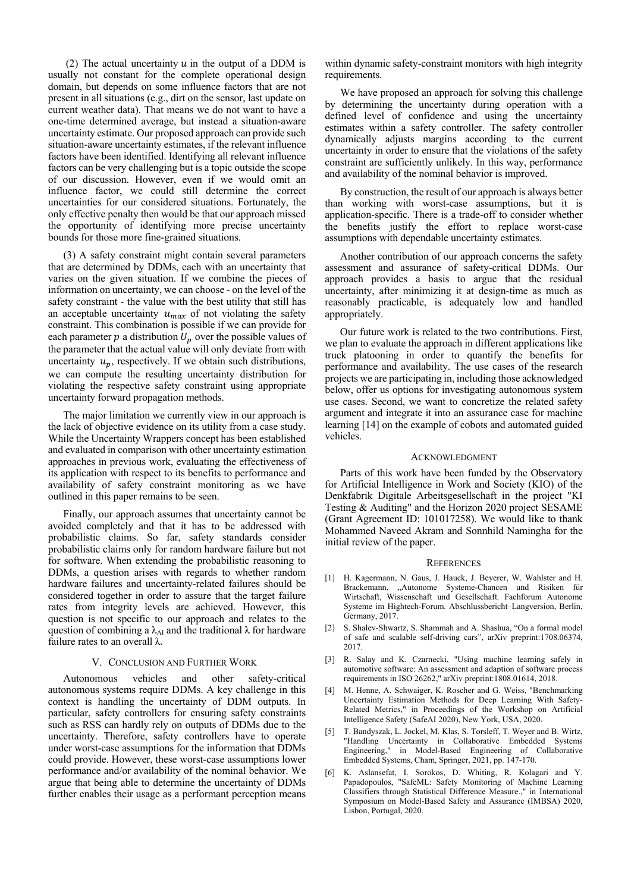(2) The actual uncertainty $u$ in the output of a DDM is usually not constant for the complete operational design domain, but depends on some influence factors that are not present in all situations (e.g., dirt on the sensor, last update on current weather data). That means we do not want to have a one-time determined average, but instead a situation-aware uncertainty estimate. Our proposed approach can provide such situation-aware uncertainty estimates, if the relevant influence factors have been identified. Identifying all relevant influence factors can be very challenging but is a topic outside the scope of our discussion. However, even if we would omit an influence factor, we could still determine the correct uncertainties for our considered situations. Fortunately, the only effective penalty then would be that our approach missed the opportunity of identifying more precise uncertainty bounds for those more fine-grained situations.

(3) A safety constraint might contain several parameters that are determined by DDMs, each with an uncertainty that varies on the given situation. If we combine the pieces of information on uncertainty, we can choose - on the level of the safety constraint - the value with the best utility that still has an acceptable uncertainty $u_{max}$ of not violating the safety constraint. This combination is possible if we can provide for each parameter $p$ a distribution $U_p$ over the possible values of the parameter that the actual value will only deviate from with uncertainty $u_p$, respectively. If we obtain such distributions, we can compute the resulting uncertainty distribution for violating the respective safety constraint using appropriate uncertainty forward propagation methods.

The major limitation we currently view in our approach is the lack of objective evidence on its utility from a case study. While the Uncertainty Wrappers concept has been established and evaluated in comparison with other uncertainty estimation approaches in previous work, evaluating the effectiveness of its application with respect to its benefits to performance and availability of safety constraint monitoring as we have outlined in this paper remains to be seen.

Finally, our approach assumes that uncertainty cannot be avoided completely and that it has to be addressed with probabilistic claims. So far, safety standards consider probabilistic claims only for random hardware failure but not for software. When extending the probabilistic reasoning to DDMs, a question arises with regards to whether random hardware failures and uncertainty-related failures should be considered together in order to assure that the target failure rates from integrity levels are achieved. However, this question is not specific to our approach and relates to the question of combining a $\lambda_{AI}$ and the traditional $\lambda$ for hardware failure rates to an overall $\lambda$.

## V. Conclusion and Further Work

Autonomous vehicles and other safety-critical autonomous systems require DDMs. A key challenge in this context is handling the uncertainty of DDM outputs. In particular, safety controllers for ensuring safety constraints such as RSS can hardly rely on outputs of DDMs due to the uncertainty. Therefore, safety controllers have to operate under worst-case assumptions for the information that DDMs could provide. However, these worst-case assumptions lower performance and/or availability of the nominal behavior. We argue that being able to determine the uncertainty of DDMs further enables their usage as a performant perception means within dynamic safety-constraint monitors with high integrity requirements.

We have proposed an approach for solving this challenge by determining the uncertainty during operation with a defined level of confidence and using the uncertainty estimates within a safety controller. The safety controller dynamically adjusts margins according to the current uncertainty in order to ensure that the violations of the safety constraint are sufficiently unlikely. In this way, performance and availability of the nominal behavior is improved.

By construction, the result of our approach is always better than working with worst-case assumptions, but it is application-specific. There is a trade-off to consider whether the benefits justify the effort to replace worst-case assumptions with dependable uncertainty estimates.

Another contribution of our approach concerns the safety assessment and assurance of safety-critical DDMs. Our approach provides a basis to argue that the residual uncertainty, after minimizing it at design-time as much as reasonably practicable, is adequately low and handled appropriately.

Our future work is related to the two contributions. First, we plan to evaluate the approach in different applications like truck platooning in order to quantify the benefits for performance and availability. The use cases of the research projects we are participating in, including those acknowledged below, offer us options for investigating autonomous system use cases. Second, we want to concretize the related safety argument and integrate it into an assurance case for machine learning [14] on the example of cobots and automated guided vehicles.

## Acknowledgment

Parts of this work have been funded by the Observatory for Artificial Intelligence in Work and Society (KIO) of the Denkfabrik Digitale Arbeitsgesellschaft in the project "KI Testing & Auditing" and the Horizon 2020 project SESAME (Grant Agreement ID: 101017258). We would like to thank Mohammed Naveed Akram and Sonnhild Namingha for the initial review of the paper.

## References

[1] H. Kagermann, N. Gaus, J. Hauck, J. Beyerer, W. Wahlster and H. Brackemann, „Autonome Systeme-Chancen und Risiken für Wirtschaft, Wissenschaft und Gesellschaft. Fachforum Autonome Systeme im Hightech-Forum. Abschlussbericht–Langversion, Berlin, Germany, 2017.

[2] S. Shalev-Shwartz, S. Shammah and A. Shashua, "On a formal model of safe and scalable self-driving cars", arXiv preprint:1708.06374, 2017.

[3] R. Salay and K. Czarnecki, "Using machine learning safely in automotive software: An assessment and adaption of software process requirements in ISO 26262," arXiv preprint:1808.01614, 2018.

[4] M. Henne, A. Schwaiger, K. Roscher and G. Weiss, "Benchmarking Uncertainty Estimation Methods for Deep Learning With Safety-Related Metrics," in Proceedings of the Workshop on Artificial Intelligence Safety (SafeAI 2020), New York, USA, 2020.

[5] T. Bandyszak, L. Jockel, M. Klas, S. Torsleff, T. Weyer and B. Wirtz, "Handling Uncertainty in Collaborative Embedded Systems Engineering," in Model-Based Engineering of Collaborative Embedded Systems, Cham, Springer, 2021, pp. 147-170.

[6] K. Aslansefat, I. Sorokos, D. Whiting, R. Kolagari and Y. Papadopoulos, "SafeML: Safety Monitoring of Machine Learning Classifiers through Statistical Difference Measure.," in International Symposium on Model-Based Safety and Assurance (IMBSA) 2020, Lisbon, Portugal, 2020.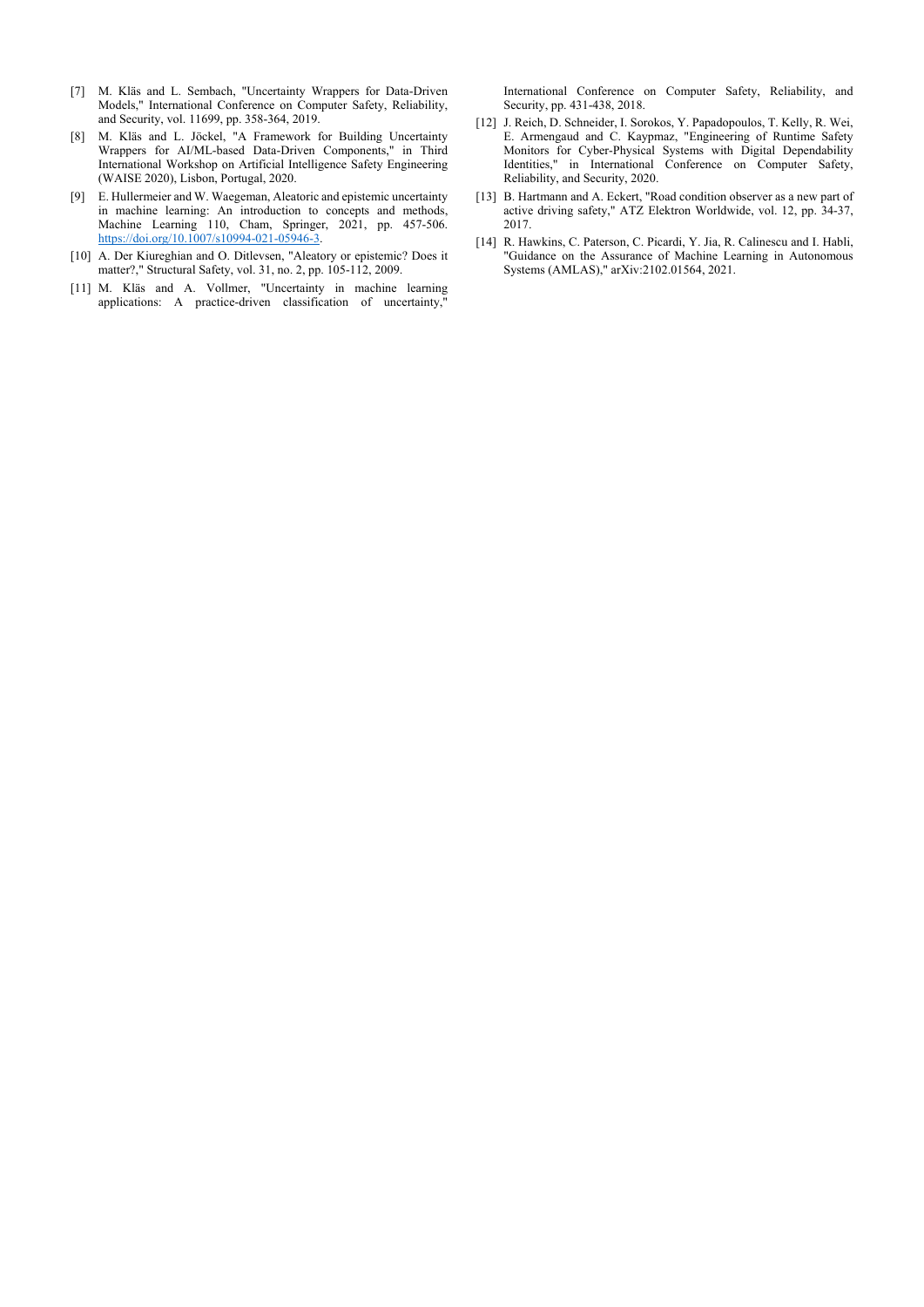[7] M. Kläs and L. Sembach, "Uncertainty Wrappers for Data-Driven Models," International Conference on Computer Safety, Reliability, and Security, vol. 11699, pp. 358-364, 2019.

[8] M. Kläs and L. Jöckel, "A Framework for Building Uncertainty Wrappers for AI/ML-based Data-Driven Components," in Third International Workshop on Artificial Intelligence Safety Engineering (WAISE 2020), Lisbon, Portugal, 2020.

[9] E. Hullermeier and W. Waegeman, Aleatoric and epistemic uncertainty in machine learning: An introduction to concepts and methods, Machine Learning 110, Cham, Springer, 2021, pp. 457-506. https://doi.org/10.1007/s10994-021-05946-3.

[10] A. Der Kiureghian and O. Ditlevsen, "Aleatory or epistemic? Does it matter?," Structural Safety, vol. 31, no. 2, pp. 105-112, 2009.

[11] M. Kläs and A. Vollmer, "Uncertainty in machine learning applications: A practice-driven classification of uncertainty," International Conference on Computer Safety, Reliability, and Security, pp. 431-438, 2018.

[12] J. Reich, D. Schneider, I. Sorokos, Y. Papadopoulos, T. Kelly, R. Wei, E. Armengaud and C. Kaypmaz, "Engineering of Runtime Safety Monitors for Cyber-Physical Systems with Digital Dependability Identities," in International Conference on Computer Safety, Reliability, and Security, 2020.

[13] B. Hartmann and A. Eckert, "Road condition observer as a new part of active driving safety," ATZ Elektron Worldwide, vol. 12, pp. 34-37, 2017.

[14] R. Hawkins, C. Paterson, C. Picardi, Y. Jia, R. Calinescu and I. Habli, "Guidance on the Assurance of Machine Learning in Autonomous Systems (AMLAS)," arXiv:2102.01564, 2021.